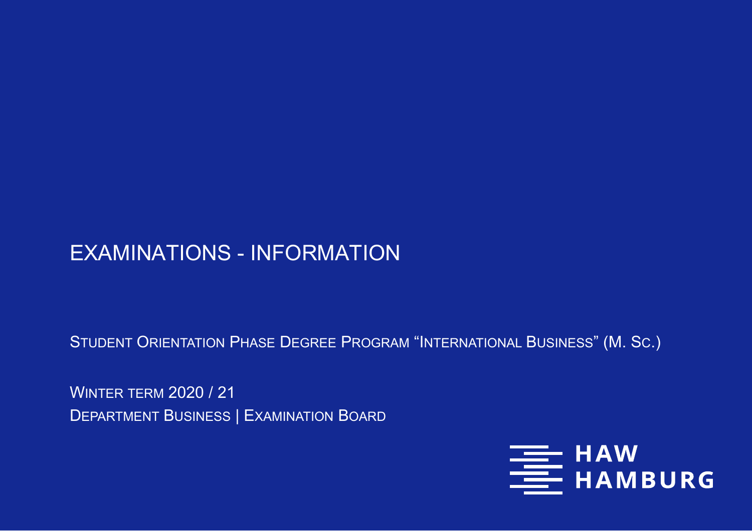# EXAMINATIONS - INFORMATION

STUDENT ORIENTATION PHASE DEGREE PROGRAM "INTERNATIONAL BUSINESS" (M. SC.)

WINTER TERM 2020 / 21

DEPARTMENT BUSINESS | EXAMINATION BOARD

HAW HAMBURG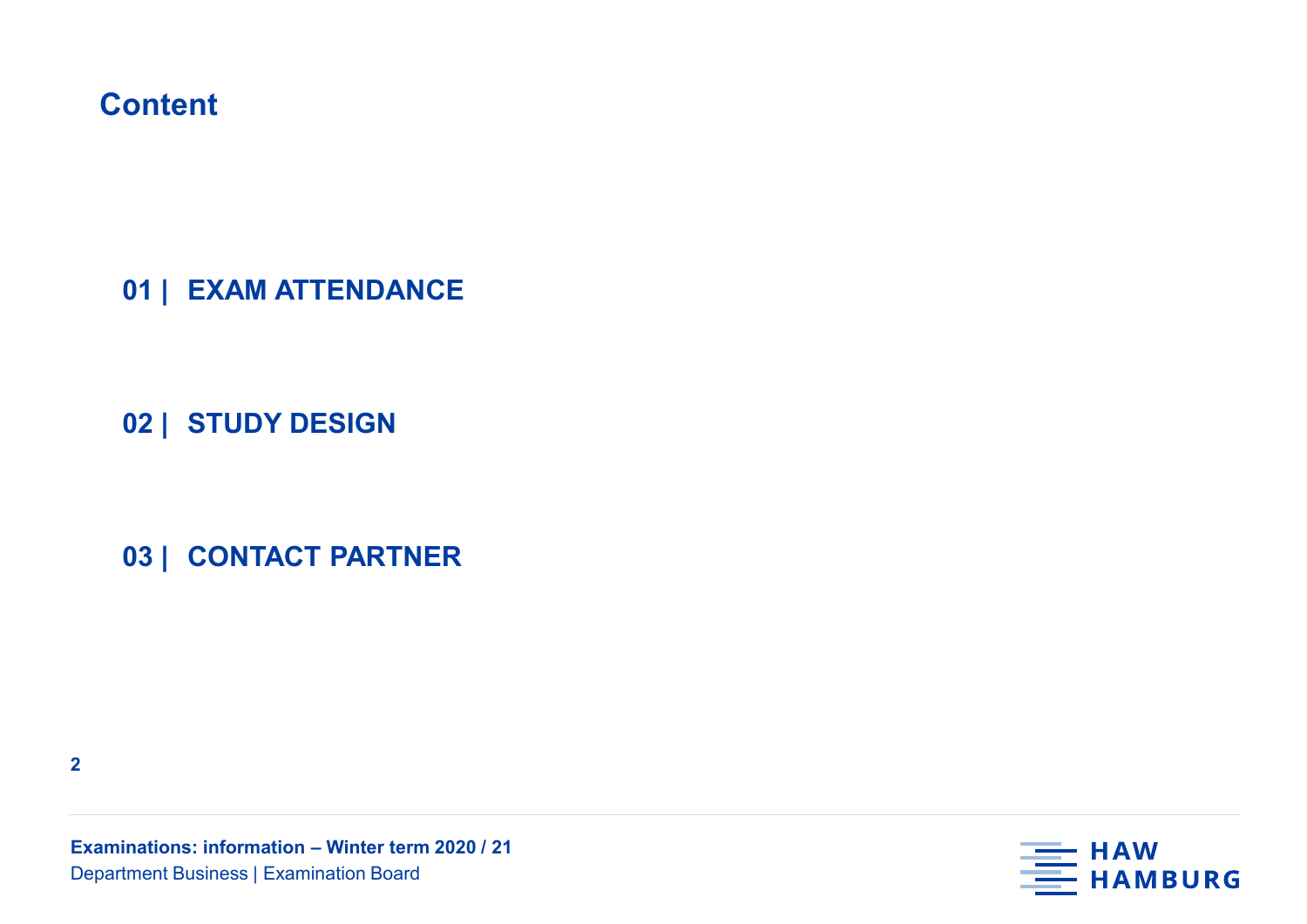# Content

**01 | EXAM ATTENDANCE**

**02 | STUDY DESIGN**

**03 | CONTACT PARTNER**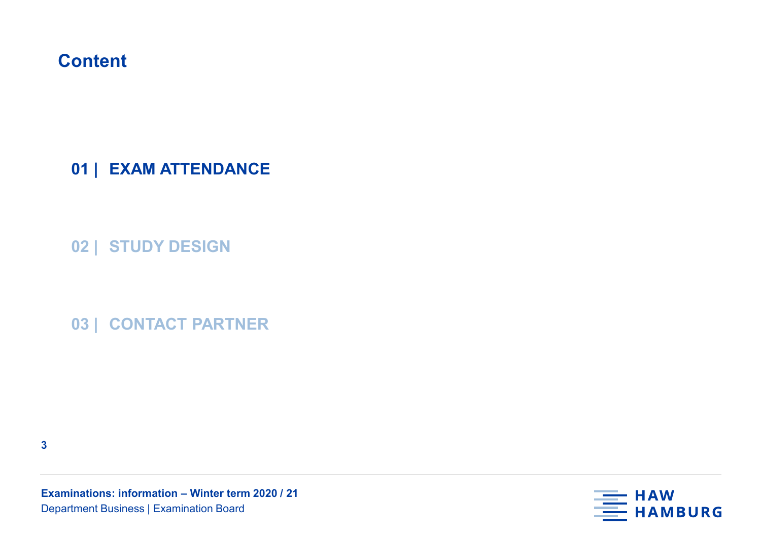# Content

**01 | EXAM ATTENDANCE**

02 | STUDY DESIGN

03 | CONTACT PARTNER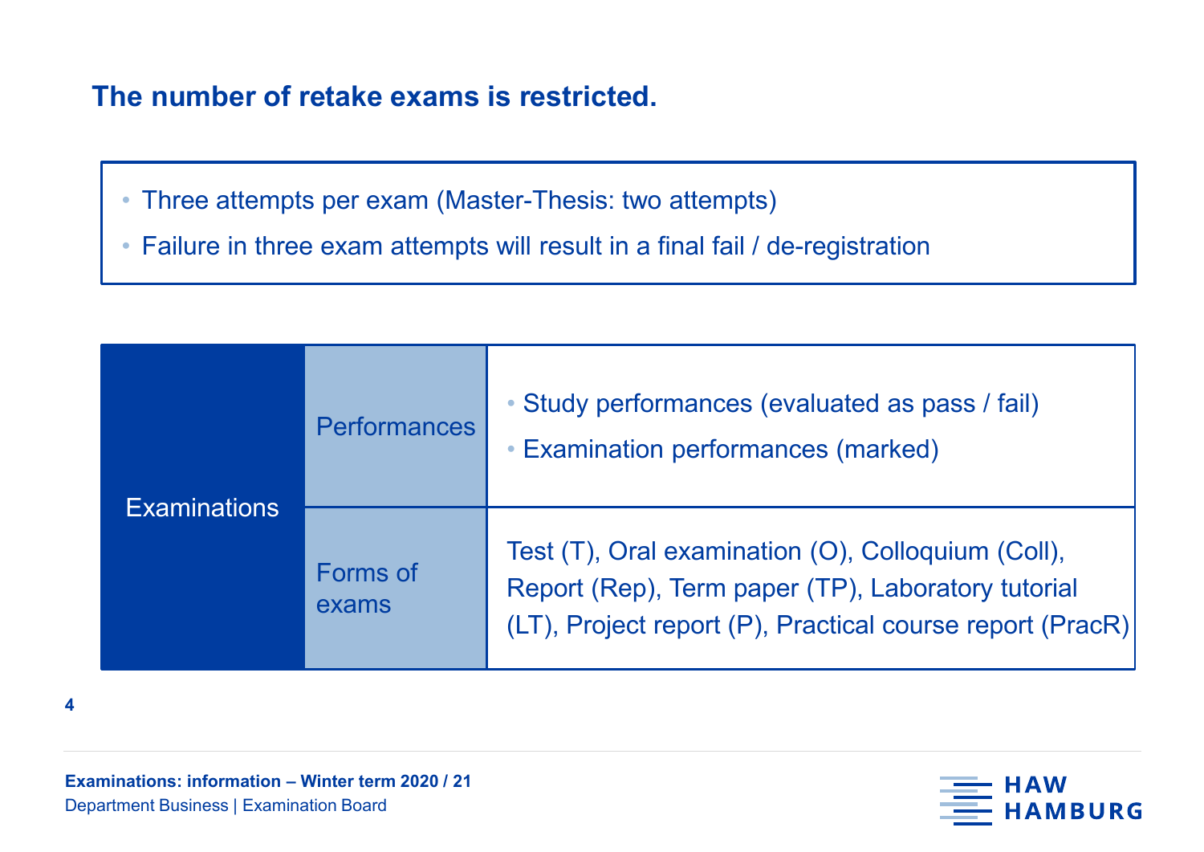## The number of retake exams is restricted.

- Three attempts per exam (Master-Thesis: two attempts)
- Failure in three exam attempts will result in a final fail / de-registration

| Examinations | | |
|---|---|---|
| Examinations | Performances | • Study performances (evaluated as pass / fail)<br>• Examination performances (marked) |
| | Forms of exams | Test (T), Oral examination (O), Colloquium (Coll), Report (Rep), Term paper (TP), Laboratory tutorial (LT), Project report (P), Practical course report (PracR) |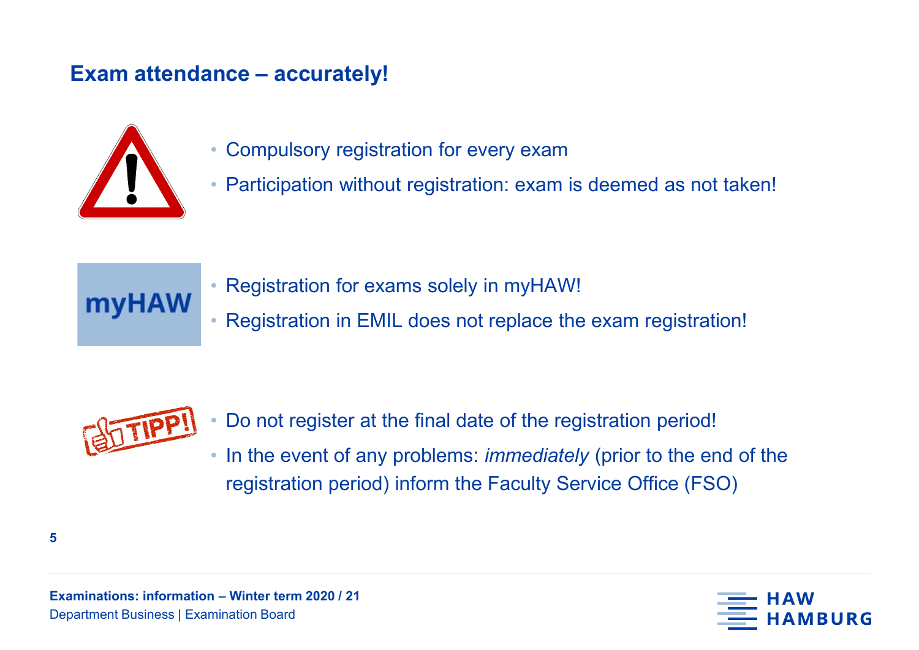## Exam attendance – accurately!

- Compulsory registration for every exam
- Participation without registration: exam is deemed as not taken!

- Registration for exams solely in myHAW!
- Registration in EMIL does not replace the exam registration!

- Do not register at the final date of the registration period!
- In the event of any problems: *immediately* (prior to the end of the registration period) inform the Faculty Service Office (FSO)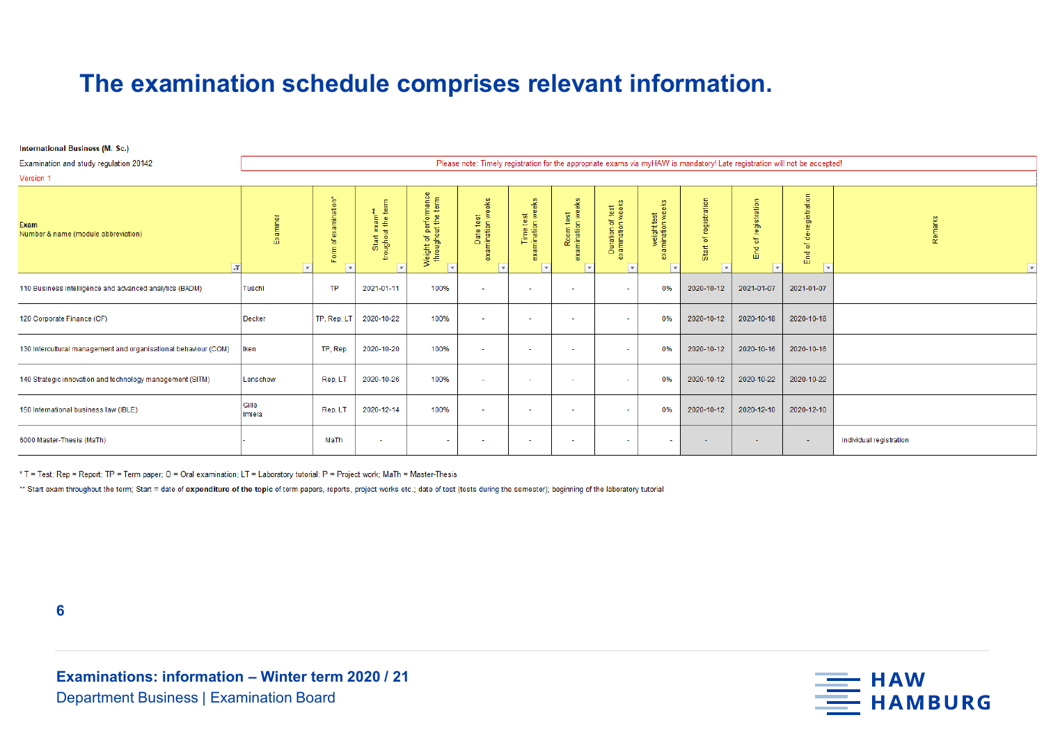# The examination schedule comprises relevant information.

**International Business (M. Sc.)**

Examination and study regulation 20142

Version 1

Please note: Timely registration for the appropriate exams via myHAW is mandatory! Late registration will not be accepted!

| **Exam** Number & name (module abbreviation) | Examiner | Form of examination* | Start exam** troughout the term | Weight of performance throughout the term | Date test examination weeks | Time test examination weeks | Room test examination weeks | Duration of test examination weeks | weight test examination weeks | Start of registration | End of registration | End of de-registration | Remarks |
|---|---|---|---|---|---|---|---|---|---|---|---|---|---|
| 110 Business intelligence and advanced analytics (BADM) | Tuschl | TP | 2021-01-11 | 100% | - | - | - | - | 0% | 2020-10-12 | 2021-01-07 | 2021-01-07 | |
| 120 Corporate Finance (CF) | Decker | TP, Rep, LT | 2020-10-22 | 100% | - | - | - | - | 0% | 2020-10-12 | 2020-10-18 | 2020-10-18 | |
| 130 Intercultural management and organisational behaviour (COM) | Iken | TP, Rep | 2020-10-20 | 100% | - | - | - | - | 0% | 2020-10-12 | 2020-10-16 | 2020-10-16 | |
| 140 Strategic innovation and technology management (SITM) | Lenschow | Rep, LT | 2020-10-26 | 100% | - | - | - | - | 0% | 2020-10-12 | 2020-10-22 | 2020-10-22 | |
| 150 International business law (IBLE) | Gille Imiela | Rep, LT | 2020-12-14 | 100% | - | - | - | - | 0% | 2020-10-12 | 2020-12-10 | 2020-12-10 | |
| 6000 Master-Thesis (MaTh) | - | MaTh | - | - | - | - | - | - | - | - | - | - | Individual registration |

\* T = Test; Rep = Report; TP = Term paper; O = Oral examination; LT = Laboratory tutorial; P = Project work; MaTh = Master-Thesis

\*\* Start exam throughout the term; Start = date of **expenditure of the topic** of term papers, reports, project works etc.; date of test (tests during the semester); beginning of the laboratory tutorial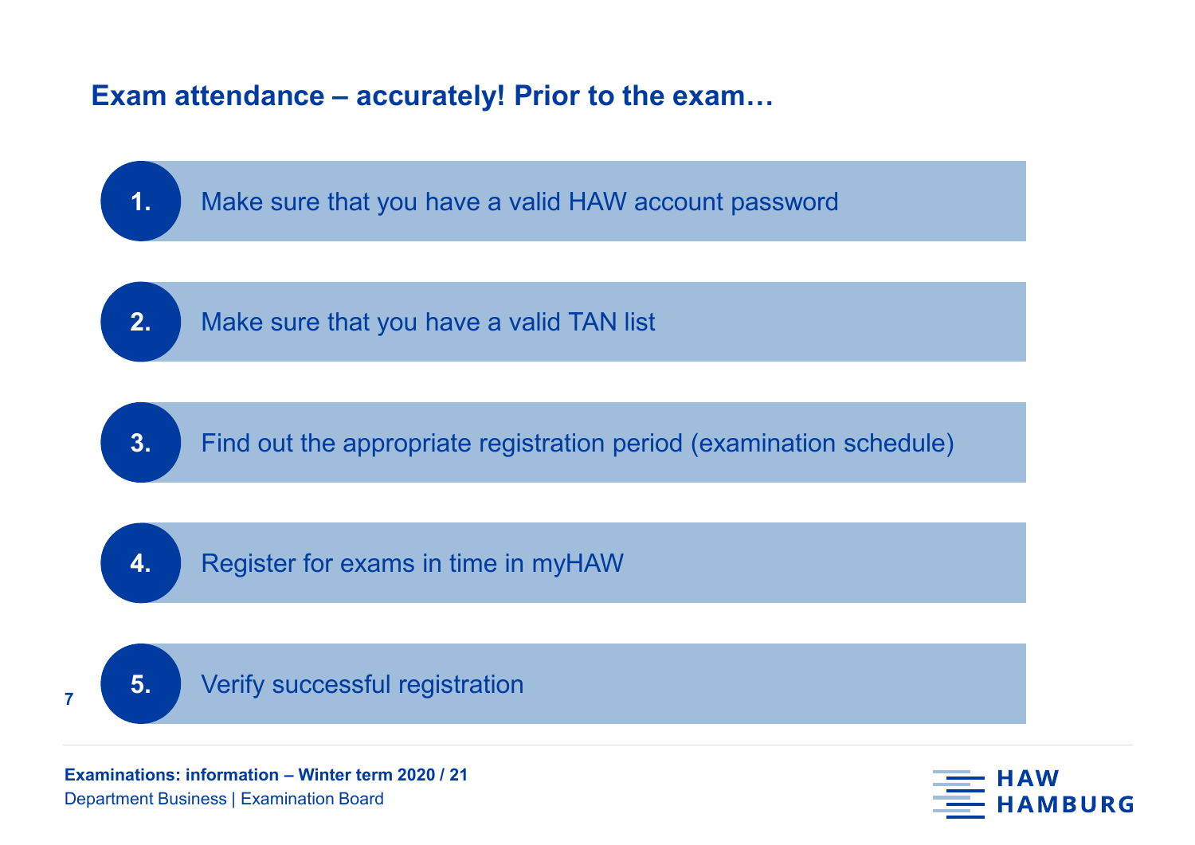## Exam attendance – accurately! Prior to the exam…

1. Make sure that you have a valid HAW account password
2. Make sure that you have a valid TAN list
3. Find out the appropriate registration period (examination schedule)
4. Register for exams in time in myHAW
5. Verify successful registration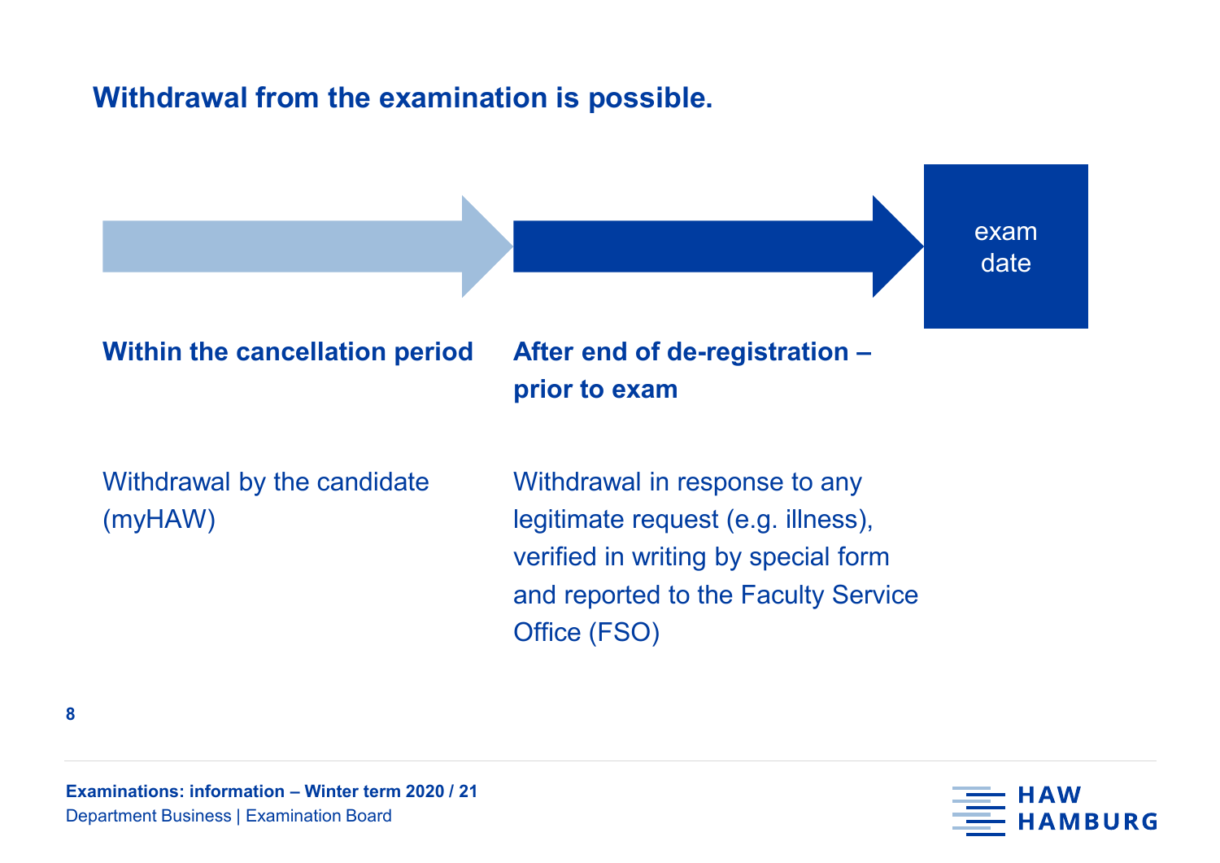## Withdrawal from the examination is possible.

exam date

| Within the cancellation period | After end of de-registration – prior to exam |
|---|---|
| Withdrawal by the candidate (myHAW) | Withdrawal in response to any legitimate request (e.g. illness), verified in writing by special form and reported to the Faculty Service Office (FSO) |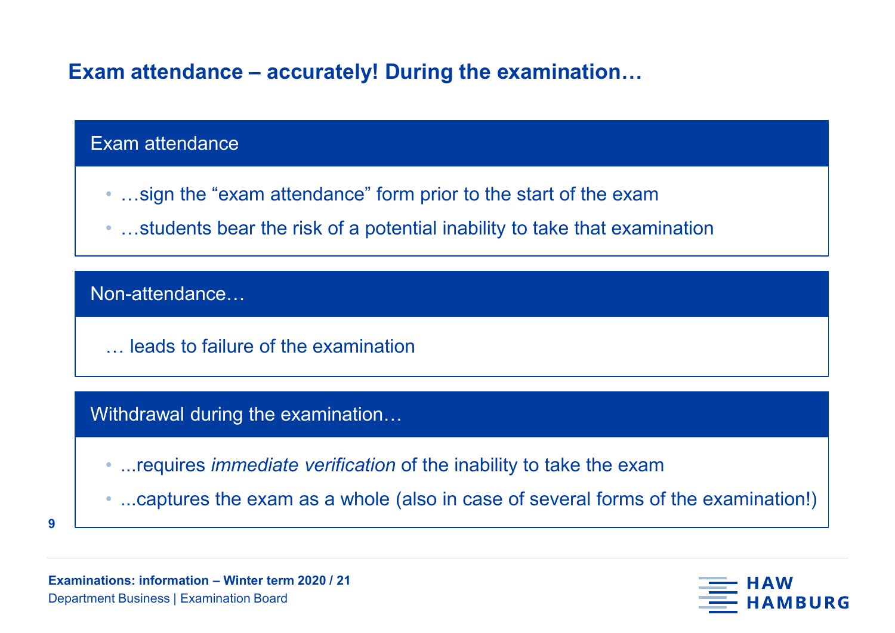## Exam attendance – accurately! During the examination…

### Exam attendance

- …sign the “exam attendance” form prior to the start of the exam
- …students bear the risk of a potential inability to take that examination

### Non-attendance…

… leads to failure of the examination

### Withdrawal during the examination…

- ...requires *immediate verification* of the inability to take the exam
- ...captures the exam as a whole (also in case of several forms of the examination!)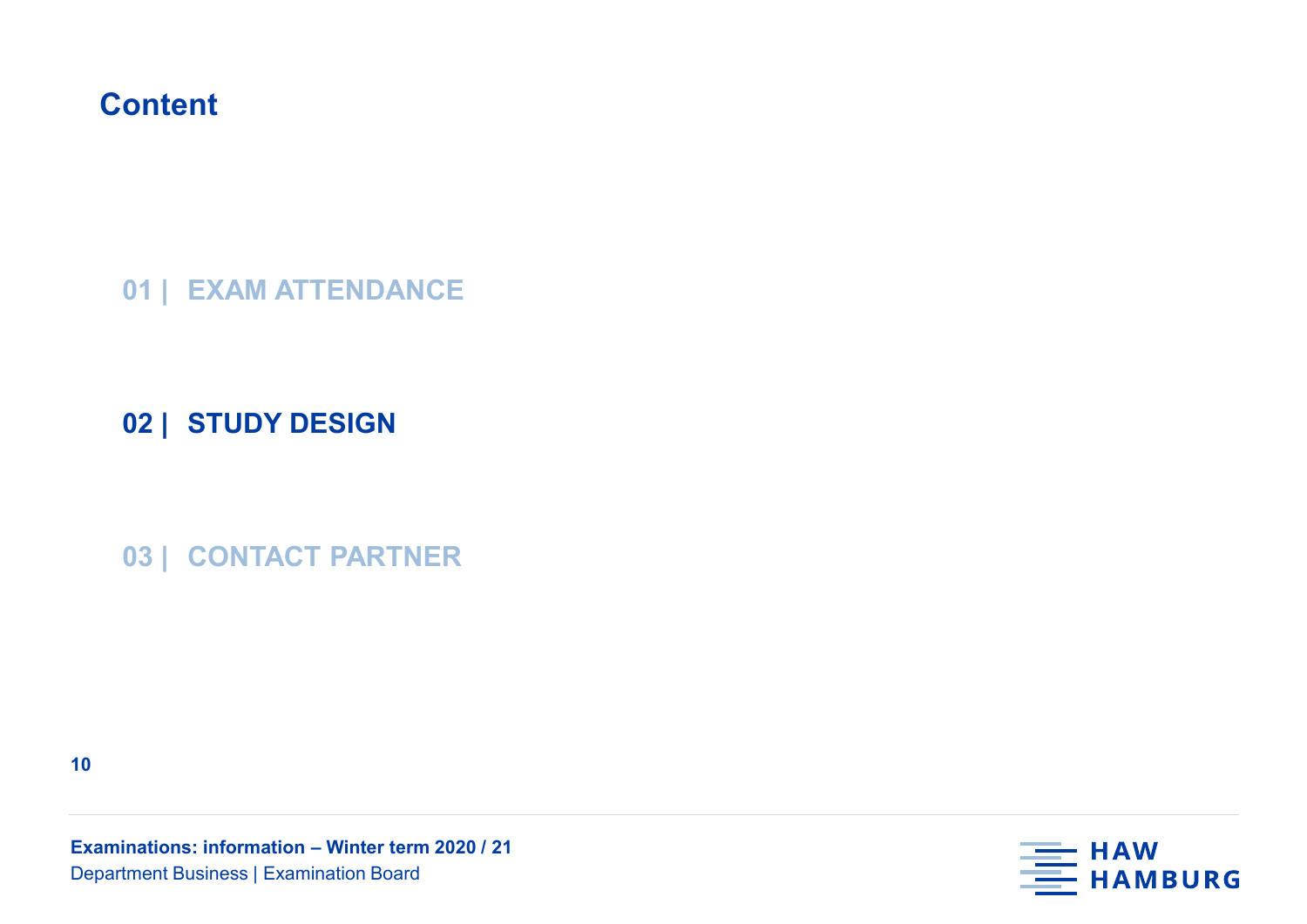# Content

01 | EXAM ATTENDANCE

**02 | STUDY DESIGN**

03 | CONTACT PARTNER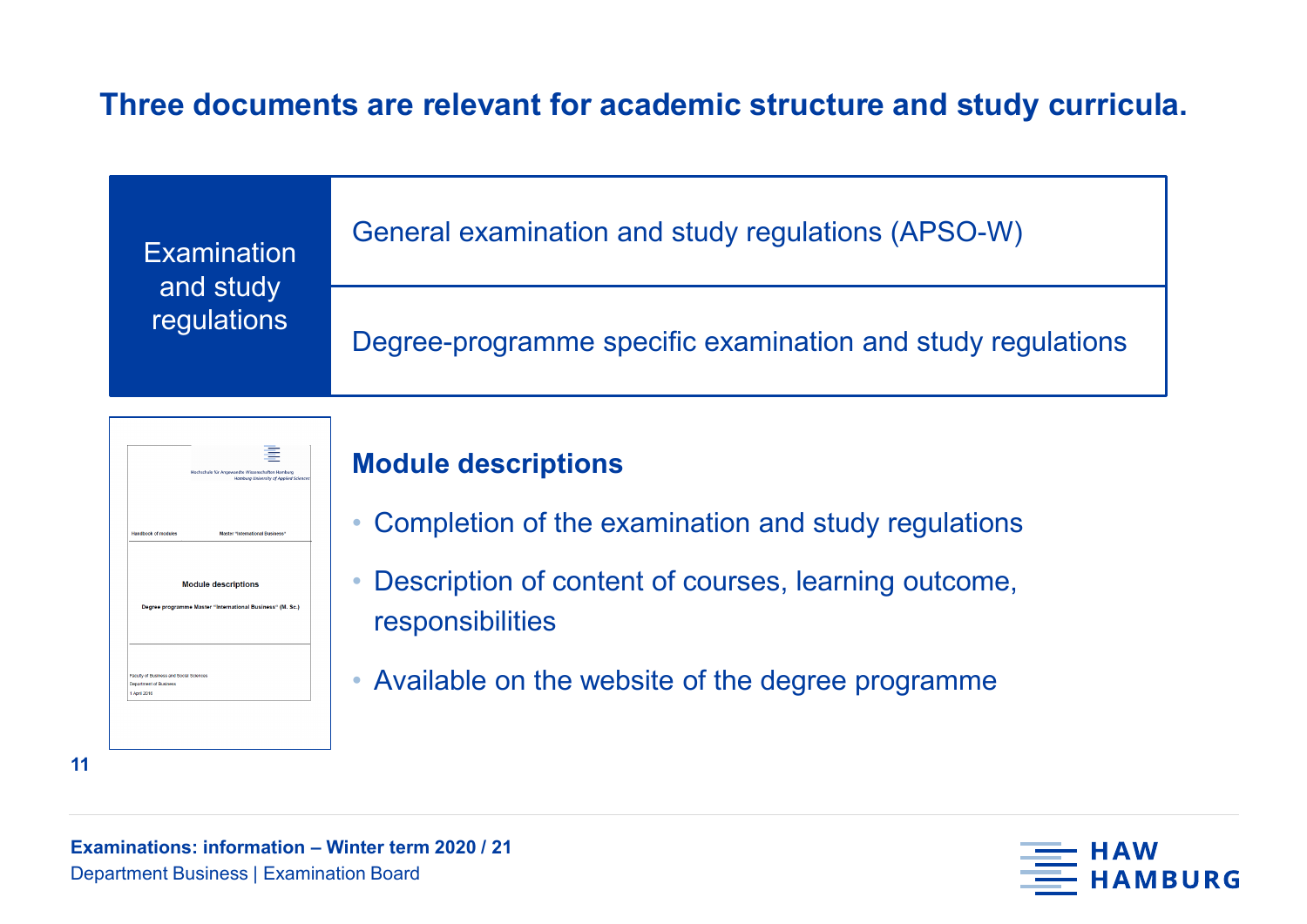## Three documents are relevant for academic structure and study curricula.

| Examination and study regulations | General examination and study regulations (APSO-W) |
|---|---|
| | Degree-programme specific examination and study regulations |

### Module descriptions

- Completion of the examination and study regulations
- Description of content of courses, learning outcome, responsibilities
- Available on the website of the degree programme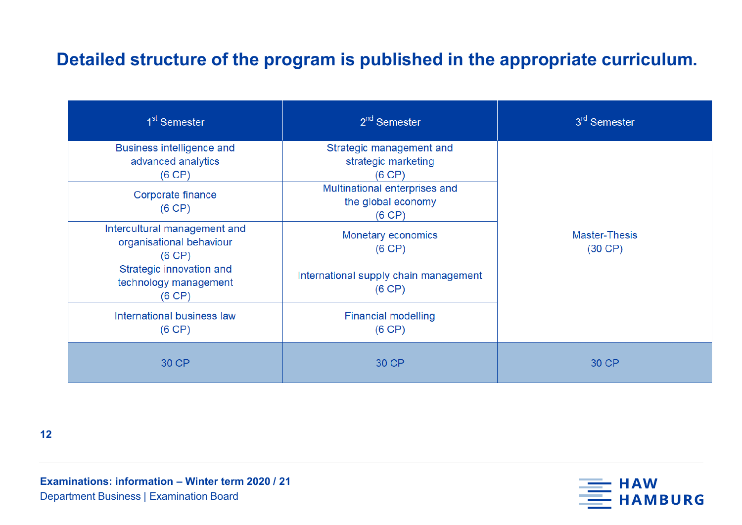# Detailed structure of the program is published in the appropriate curriculum.

| 1st Semester | 2nd Semester | 3rd Semester |
|---|---|---|
| Business intelligence and advanced analytics (6 CP) | Strategic management and strategic marketing (6 CP) | Master-Thesis (30 CP) |
| Corporate finance (6 CP) | Multinational enterprises and the global economy (6 CP) | |
| Intercultural management and organisational behaviour (6 CP) | Monetary economics (6 CP) | |
| Strategic innovation and technology management (6 CP) | International supply chain management (6 CP) | |
| International business law (6 CP) | Financial modelling (6 CP) | |
| 30 CP | 30 CP | 30 CP |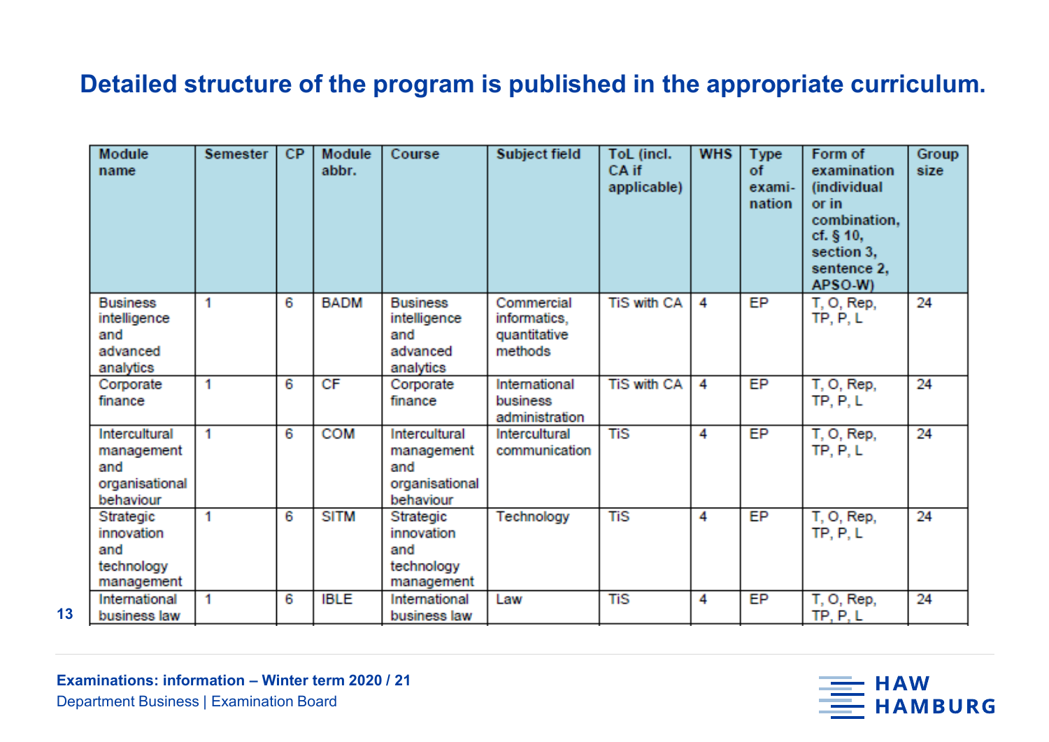# Detailed structure of the program is published in the appropriate curriculum.

| Module name | Semester | CP | Module abbr. | Course | Subject field | ToL (incl. CA if applicable) | WHS | Type of exami-nation | Form of examination (individual or in combination, cf. § 10, section 3, sentence 2, APSO-W) | Group size |
|---|---|---|---|---|---|---|---|---|---|---|
| Business intelligence and advanced analytics | 1 | 6 | BADM | Business intelligence and advanced analytics | Commercial informatics, quantitative methods | TiS with CA | 4 | EP | T, O, Rep, TP, P, L | 24 |
| Corporate finance | 1 | 6 | CF | Corporate finance | International business administration | TiS with CA | 4 | EP | T, O, Rep, TP, P, L | 24 |
| Intercultural management and organisational behaviour | 1 | 6 | COM | Intercultural management and organisational behaviour | Intercultural communication | TiS | 4 | EP | T, O, Rep, TP, P, L | 24 |
| Strategic innovation and technology management | 1 | 6 | SITM | Strategic innovation and technology management | Technology | TiS | 4 | EP | T, O, Rep, TP, P, L | 24 |
| International business law | 1 | 6 | IBLE | International business law | Law | TiS | 4 | EP | T, O, Rep, TP, P, L | 24 |

**Examinations: information – Winter term 2020 / 21**
Department Business | Examination Board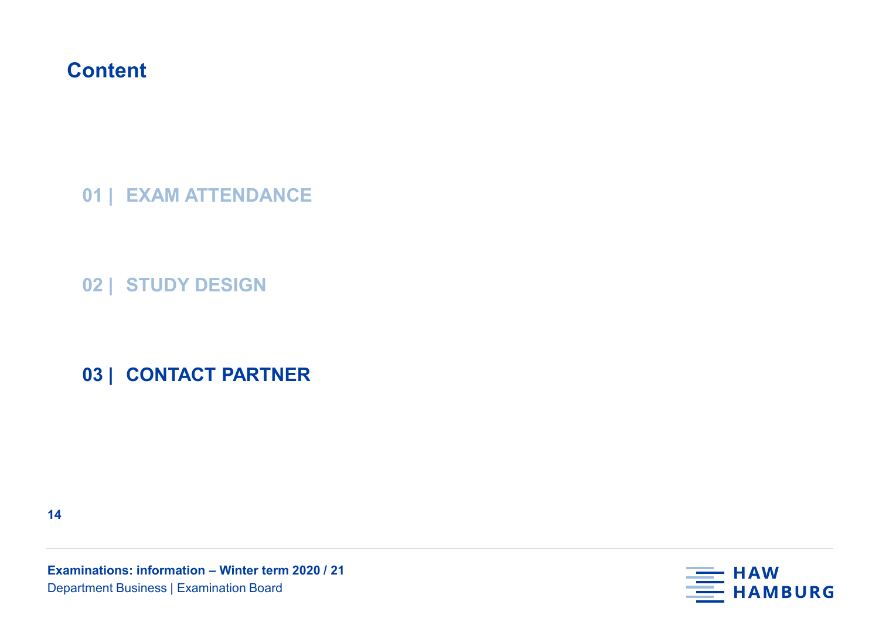# Content

01 | EXAM ATTENDANCE

02 | STUDY DESIGN

**03 | CONTACT PARTNER**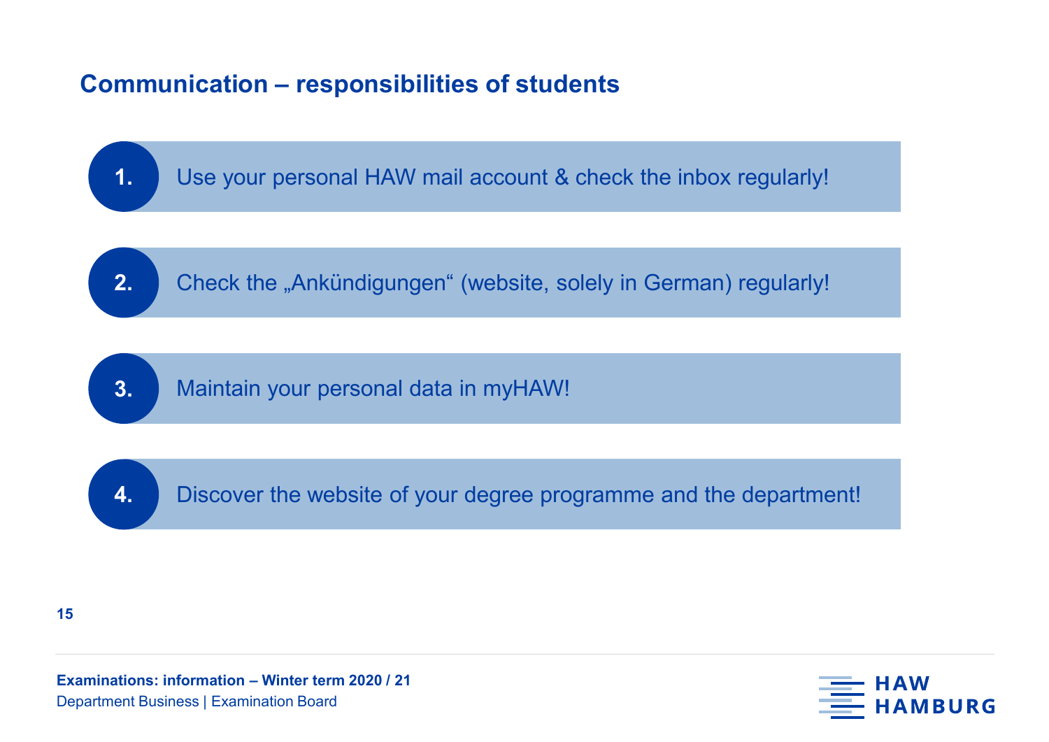## Communication – responsibilities of students

1. Use your personal HAW mail account & check the inbox regularly!
2. Check the „Ankündigungen“ (website, solely in German) regularly!
3. Maintain your personal data in myHAW!
4. Discover the website of your degree programme and the department!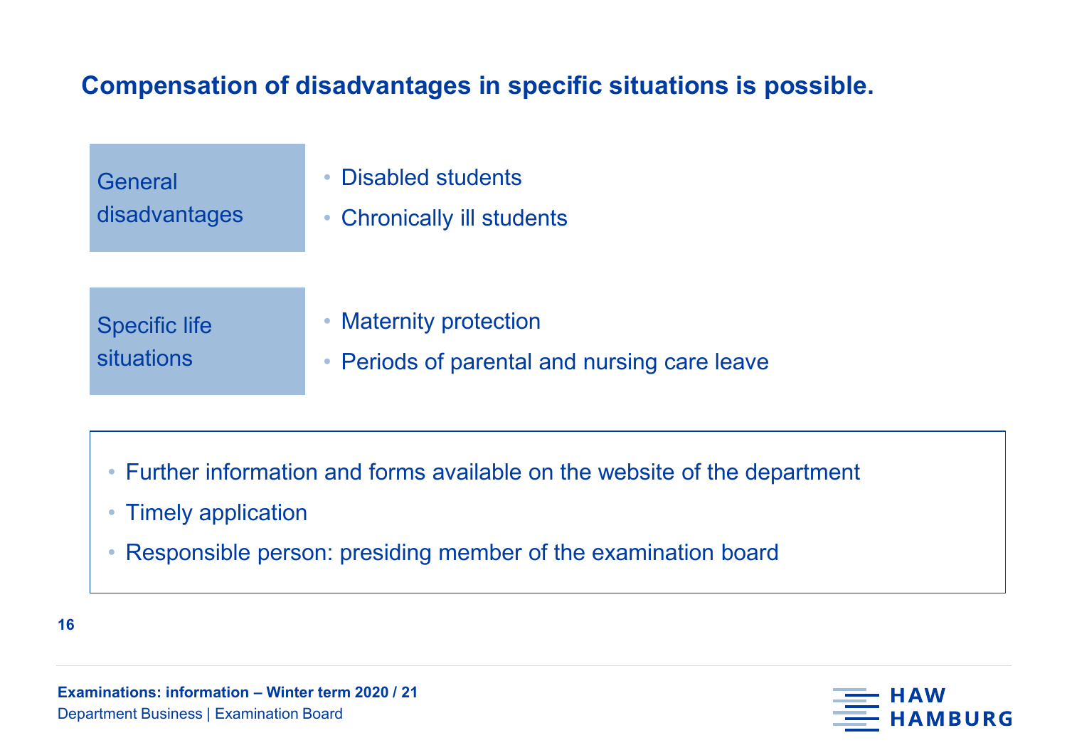# Compensation of disadvantages in specific situations is possible.

| | |
|---|---|
| General disadvantages | • Disabled students<br>• Chronically ill students |
| Specific life situations | • Maternity protection<br>• Periods of parental and nursing care leave |

- Further information and forms available on the website of the department
- Timely application
- Responsible person: presiding member of the examination board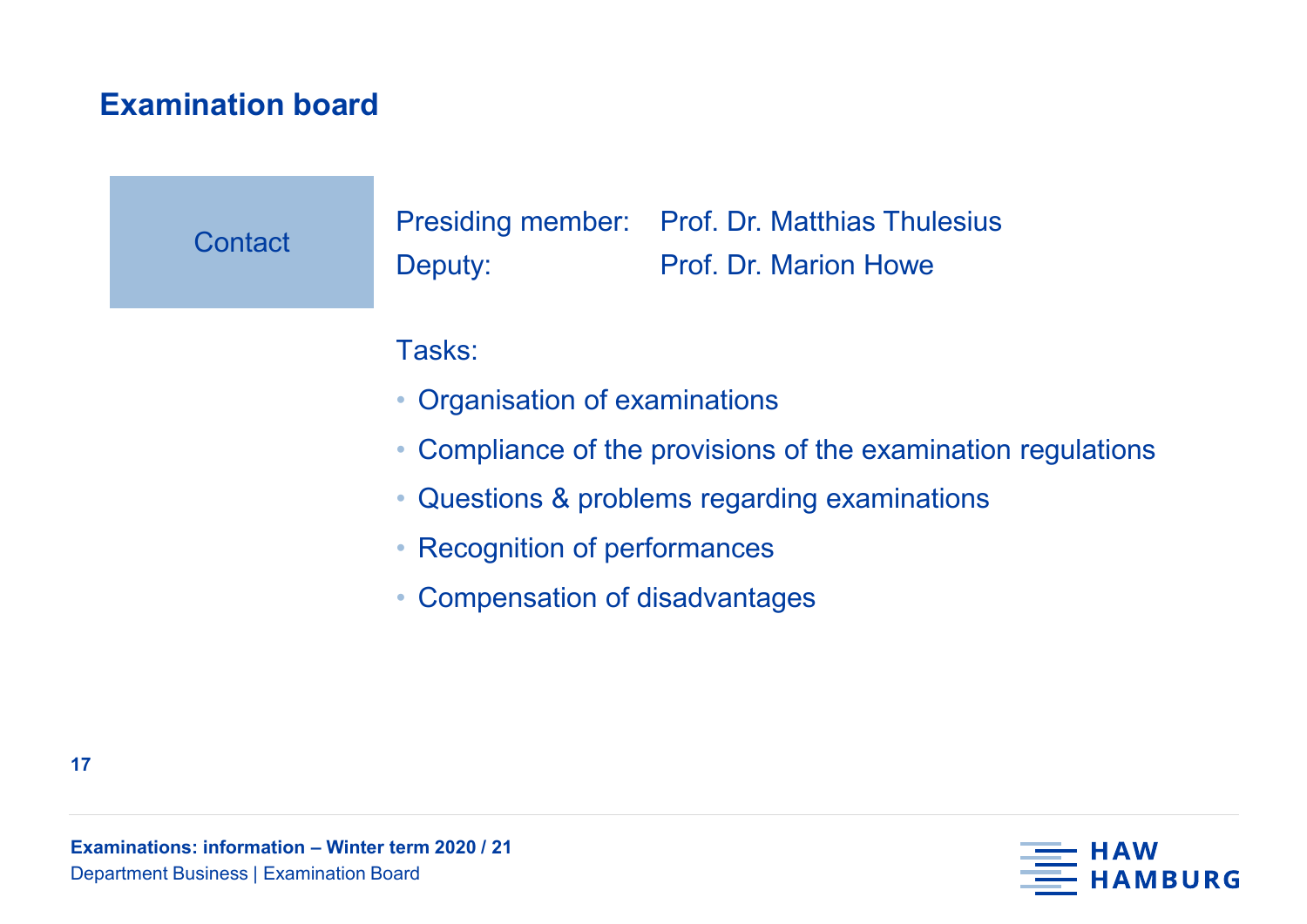# Examination board

**Contact**

Presiding member: Prof. Dr. Matthias Thulesius
Deputy: Prof. Dr. Marion Howe

Tasks:

- Organisation of examinations
- Compliance of the provisions of the examination regulations
- Questions & problems regarding examinations
- Recognition of performances
- Compensation of disadvantages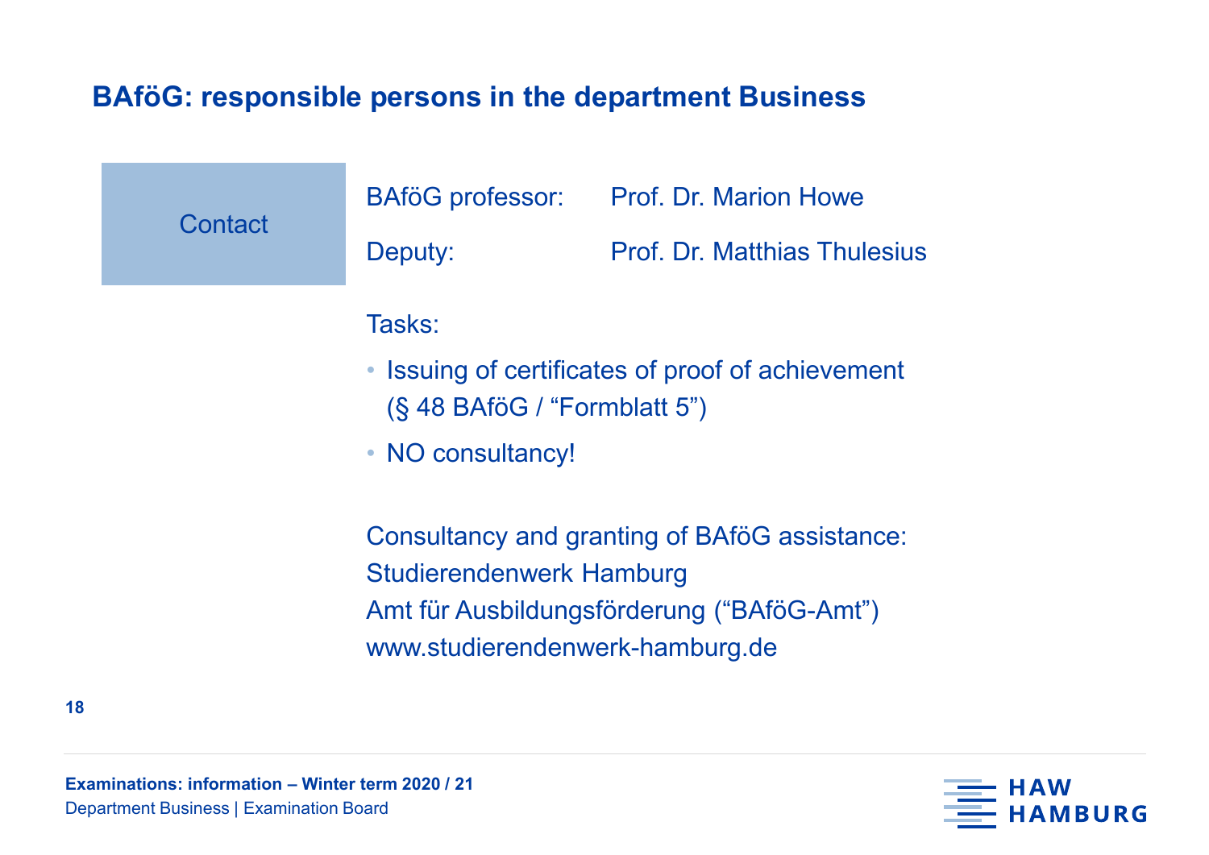## BAföG: responsible persons in the department Business

**Contact**

BAföG professor: Prof. Dr. Marion Howe

Deputy: Prof. Dr. Matthias Thulesius

Tasks:

- Issuing of certificates of proof of achievement (§ 48 BAföG / “Formblatt 5”)
- NO consultancy!

Consultancy and granting of BAföG assistance:
Studierendenwerk Hamburg
Amt für Ausbildungsförderung (“BAföG-Amt”)
www.studierendenwerk-hamburg.de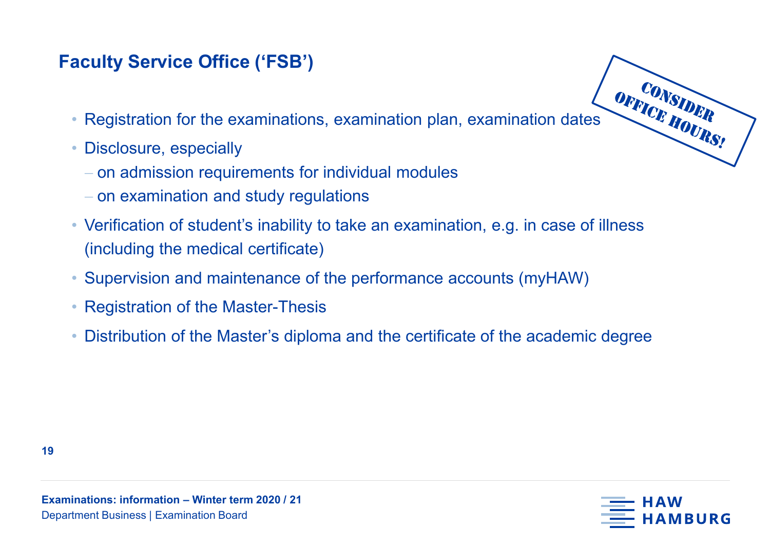## Faculty Service Office ('FSB')

CONSIDER OFFICE HOURS!

- Registration for the examinations, examination plan, examination dates
- Disclosure, especially
  - on admission requirements for individual modules
  - on examination and study regulations
- Verification of student's inability to take an examination, e.g. in case of illness (including the medical certificate)
- Supervision and maintenance of the performance accounts (myHAW)
- Registration of the Master-Thesis
- Distribution of the Master's diploma and the certificate of the academic degree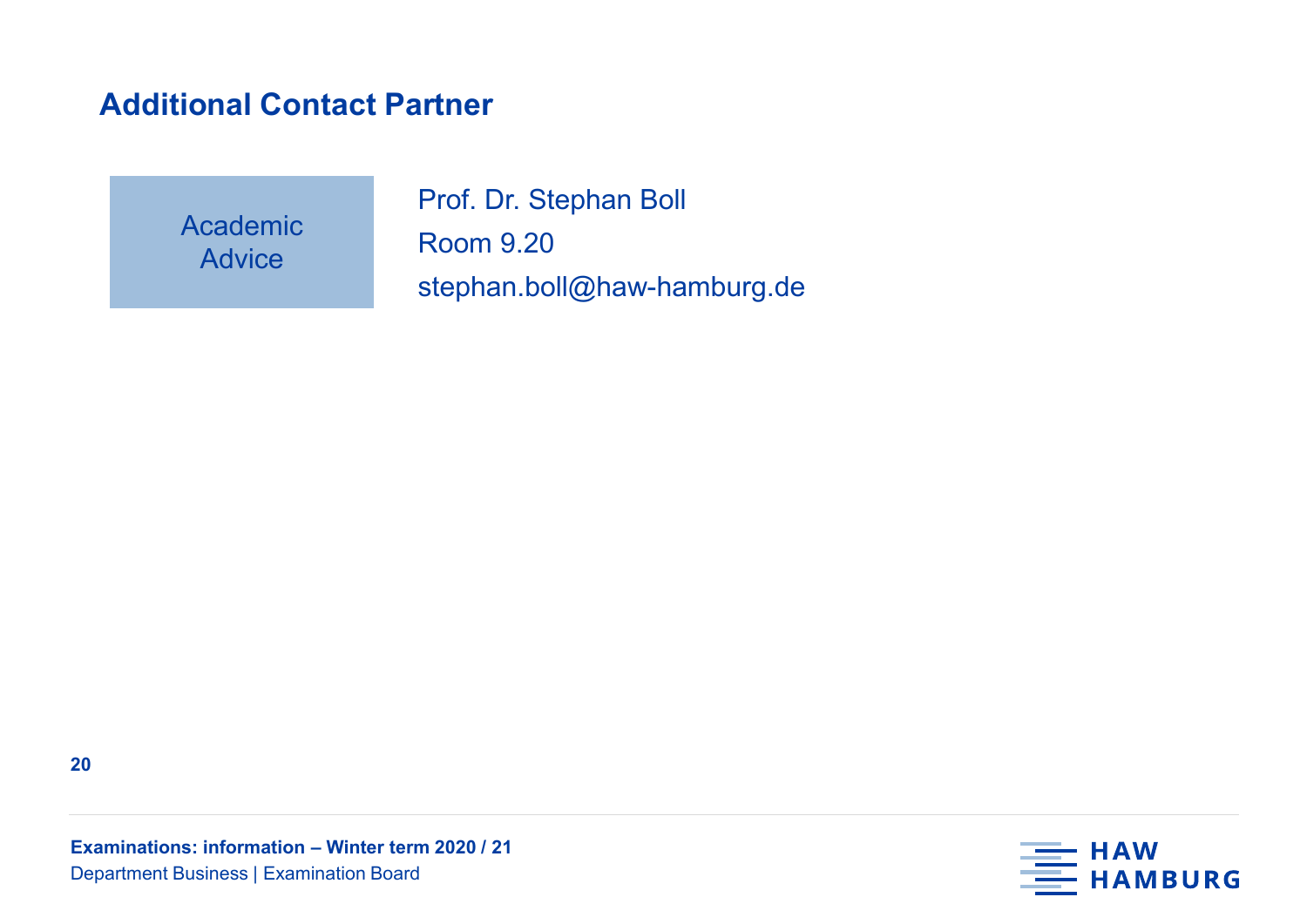## Additional Contact Partner

| | |
|---|---|
| Academic Advice | Prof. Dr. Stephan Boll<br>Room 9.20<br>stephan.boll@haw-hamburg.de |